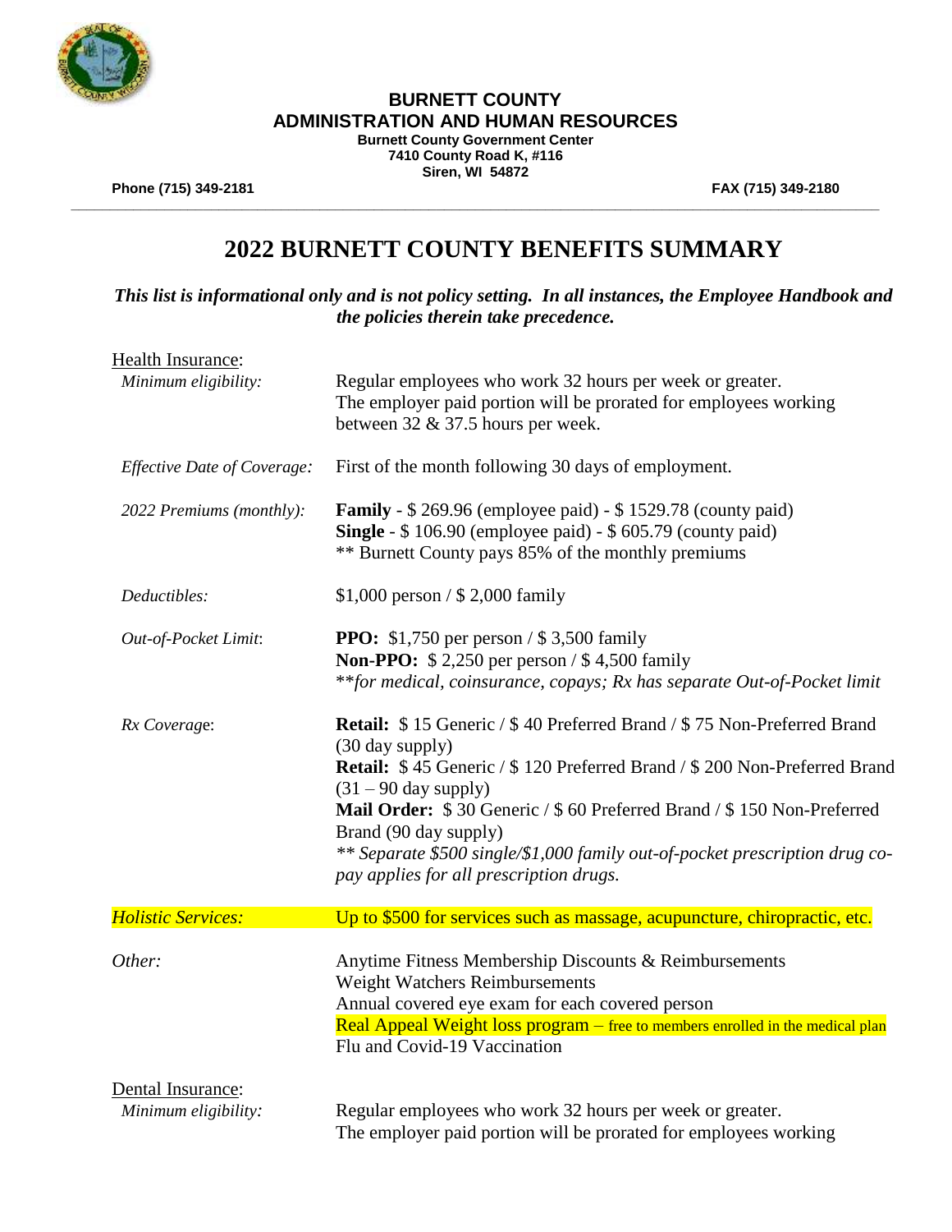**BURNETT COUNTY**
**ADMINISTRATION AND HUMAN RESOURCES**
**Burnett County Government Center**
**7410 County Road K, #116**
**Siren, WI 54872**

**Phone (715) 349-2181** **FAX (715) 349-2180**

# 2022 BURNETT COUNTY BENEFITS SUMMARY

***This list is informational only and is not policy setting. In all instances, the Employee Handbook and the policies therein take precedence.***

## Health Insurance:

| | |
|---|---|
| *Minimum eligibility:* | Regular employees who work 32 hours per week or greater. The employer paid portion will be prorated for employees working between 32 & 37.5 hours per week. |
| *Effective Date of Coverage:* | First of the month following 30 days of employment. |
| *2022 Premiums (monthly):* | **Family** - $ 269.96 (employee paid) - $ 1529.78 (county paid)<br>**Single** - $ 106.90 (employee paid) - $ 605.79 (county paid)<br>** Burnett County pays 85% of the monthly premiums |
| *Deductibles:* | $1,000 person / $ 2,000 family |
| *Out-of-Pocket Limit*: | **PPO:** $1,750 per person / $ 3,500 family<br>**Non-PPO:** $ 2,250 per person / $ 4,500 family<br>\*\**for medical, coinsurance, copays; Rx has separate Out-of-Pocket limit* |
| *Rx Coverage*: | **Retail:** $ 15 Generic / $ 40 Preferred Brand / $ 75 Non-Preferred Brand (30 day supply)<br>**Retail:** $ 45 Generic / $ 120 Preferred Brand / $ 200 Non-Preferred Brand (31 – 90 day supply)<br>**Mail Order:** $ 30 Generic / $ 60 Preferred Brand / $ 150 Non-Preferred Brand (90 day supply)<br>*\*\* Separate $500 single/$1,000 family out-of-pocket prescription drug co-pay applies for all prescription drugs.* |
| *Holistic Services:* | Up to $500 for services such as massage, acupuncture, chiropractic, etc. |
| *Other:* | Anytime Fitness Membership Discounts & Reimbursements<br>Weight Watchers Reimbursements<br>Annual covered eye exam for each covered person<br>Real Appeal Weight loss program – free to members enrolled in the medical plan<br>Flu and Covid-19 Vaccination |

## Dental Insurance:

| | |
|---|---|
| *Minimum eligibility:* | Regular employees who work 32 hours per week or greater. The employer paid portion will be prorated for employees working |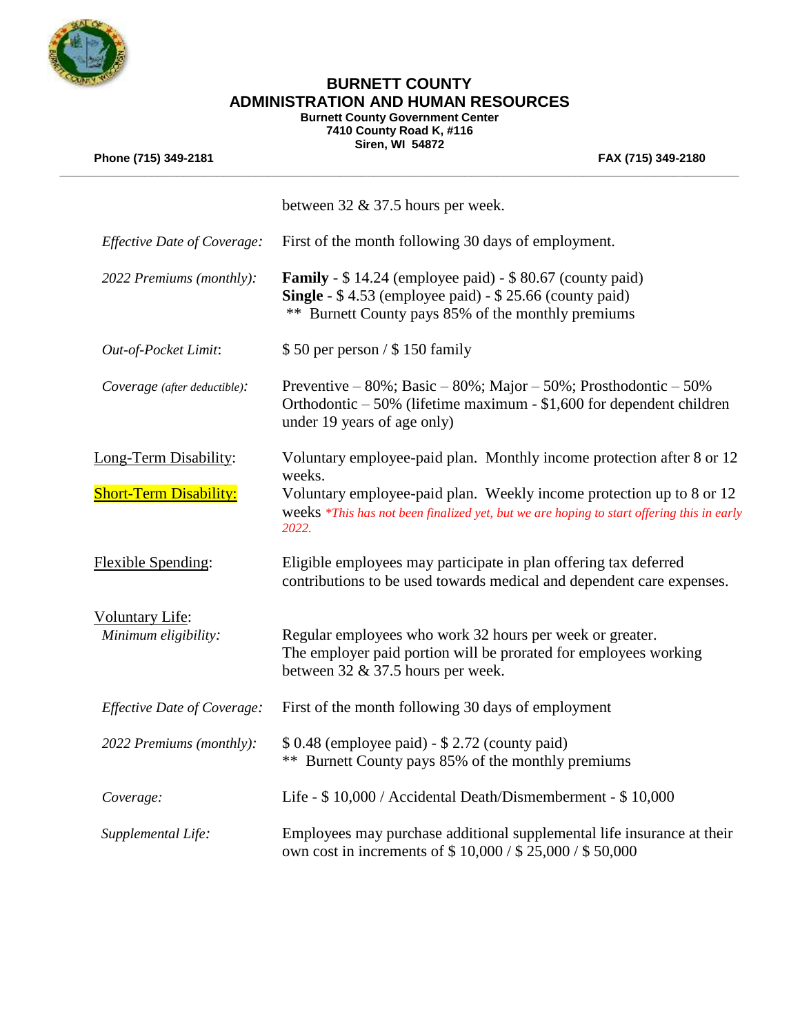**BURNETT COUNTY**
**ADMINISTRATION AND HUMAN RESOURCES**
**Burnett County Government Center**
**7410 County Road K, #116**
**Siren, WI 54872**

**Phone (715) 349-2181** **FAX (715) 349-2180**

---

| | |
|---|---|
| | between 32 & 37.5 hours per week. |
| *Effective Date of Coverage:* | First of the month following 30 days of employment. |
| *2022 Premiums (monthly):* | **Family** - $ 14.24 (employee paid) - $ 80.67 (county paid)<br>**Single** - $ 4.53 (employee paid) - $ 25.66 (county paid)<br>** Burnett County pays 85% of the monthly premiums |
| *Out-of-Pocket Limit*: | $ 50 per person / $ 150 family |
| *Coverage (after deductible):* | Preventive – 80%; Basic – 80%; Major – 50%; Prosthodontic – 50%<br>Orthodontic – 50% (lifetime maximum - $1,600 for dependent children under 19 years of age only) |
| <u>Long-Term Disability</u>: | Voluntary employee-paid plan. Monthly income protection after 8 or 12 weeks. |
| <u>Short-Term Disability:</u> | Voluntary employee-paid plan. Weekly income protection up to 8 or 12 weeks *\*This has not been finalized yet, but we are hoping to start offering this in early 2022.* |
| <u>Flexible Spending</u>: | Eligible employees may participate in plan offering tax deferred contributions to be used towards medical and dependent care expenses. |
| <u>Voluntary Life</u>: | |
| *Minimum eligibility:* | Regular employees who work 32 hours per week or greater.<br>The employer paid portion will be prorated for employees working between 32 & 37.5 hours per week. |
| *Effective Date of Coverage:* | First of the month following 30 days of employment |
| *2022 Premiums (monthly):* | $ 0.48 (employee paid) - $ 2.72 (county paid)<br>** Burnett County pays 85% of the monthly premiums |
| *Coverage:* | Life - $ 10,000 / Accidental Death/Dismemberment - $ 10,000 |
| *Supplemental Life:* | Employees may purchase additional supplemental life insurance at their own cost in increments of $ 10,000 / $ 25,000 / $ 50,000 |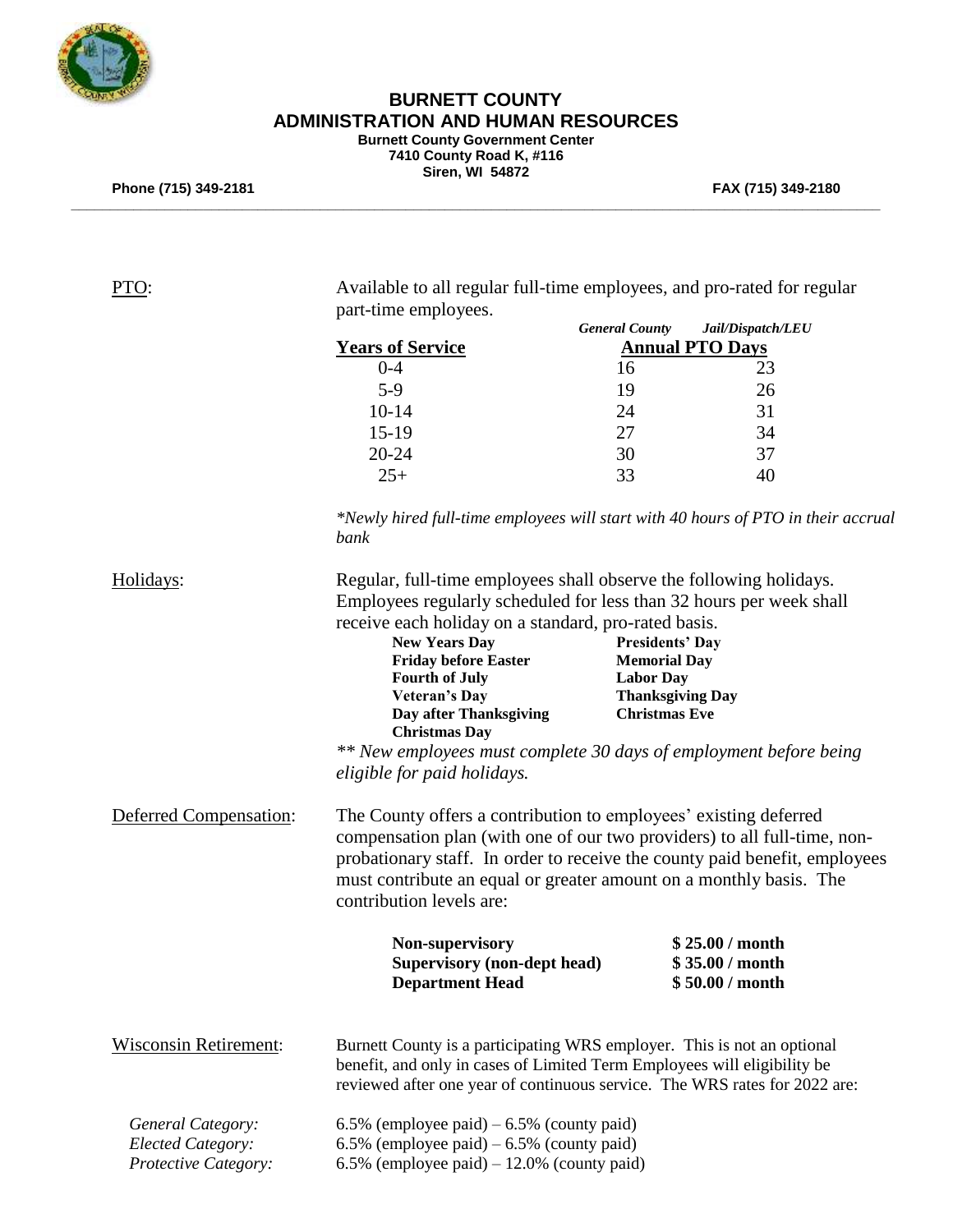# BURNETT COUNTY
## ADMINISTRATION AND HUMAN RESOURCES

**Burnett County Government Center**
**7410 County Road K, #116**
**Siren, WI 54872**

**Phone (715) 349-2181** **FAX (715) 349-2180**

---

PTO: Available to all regular full-time employees, and pro-rated for regular part-time employees.

| Years of Service | Annual PTO Days – *General County* | Annual PTO Days – *Jail/Dispatch/LEU* |
|---|---|---|
| 0-4 | 16 | 23 |
| 5-9 | 19 | 26 |
| 10-14 | 24 | 31 |
| 15-19 | 27 | 34 |
| 20-24 | 30 | 37 |
| 25+ | 33 | 40 |

*\*Newly hired full-time employees will start with 40 hours of PTO in their accrual bank*

Holidays: Regular, full-time employees shall observe the following holidays. Employees regularly scheduled for less than 32 hours per week shall receive each holiday on a standard, pro-rated basis.

- **New Years Day**
- **Presidents' Day**
- **Friday before Easter**
- **Memorial Day**
- **Fourth of July**
- **Labor Day**
- **Veteran's Day**
- **Thanksgiving Day**
- **Day after Thanksgiving**
- **Christmas Eve**
- **Christmas Day**

*\*\* New employees must complete 30 days of employment before being eligible for paid holidays.*

Deferred Compensation: The County offers a contribution to employees' existing deferred compensation plan (with one of our two providers) to all full-time, non-probationary staff. In order to receive the county paid benefit, employees must contribute an equal or greater amount on a monthly basis. The contribution levels are:

| Level | Contribution |
|---|---|
| **Non-supervisory** | **\$ 25.00 / month** |
| **Supervisory (non-dept head)** | **\$ 35.00 / month** |
| **Department Head** | **\$ 50.00 / month** |

Wisconsin Retirement: Burnett County is a participating WRS employer. This is not an optional benefit, and only in cases of Limited Term Employees will eligibility be reviewed after one year of continuous service. The WRS rates for 2022 are:

- *General Category:* 6.5% (employee paid) – 6.5% (county paid)
- *Elected Category:* 6.5% (employee paid) – 6.5% (county paid)
- *Protective Category:* 6.5% (employee paid) – 12.0% (county paid)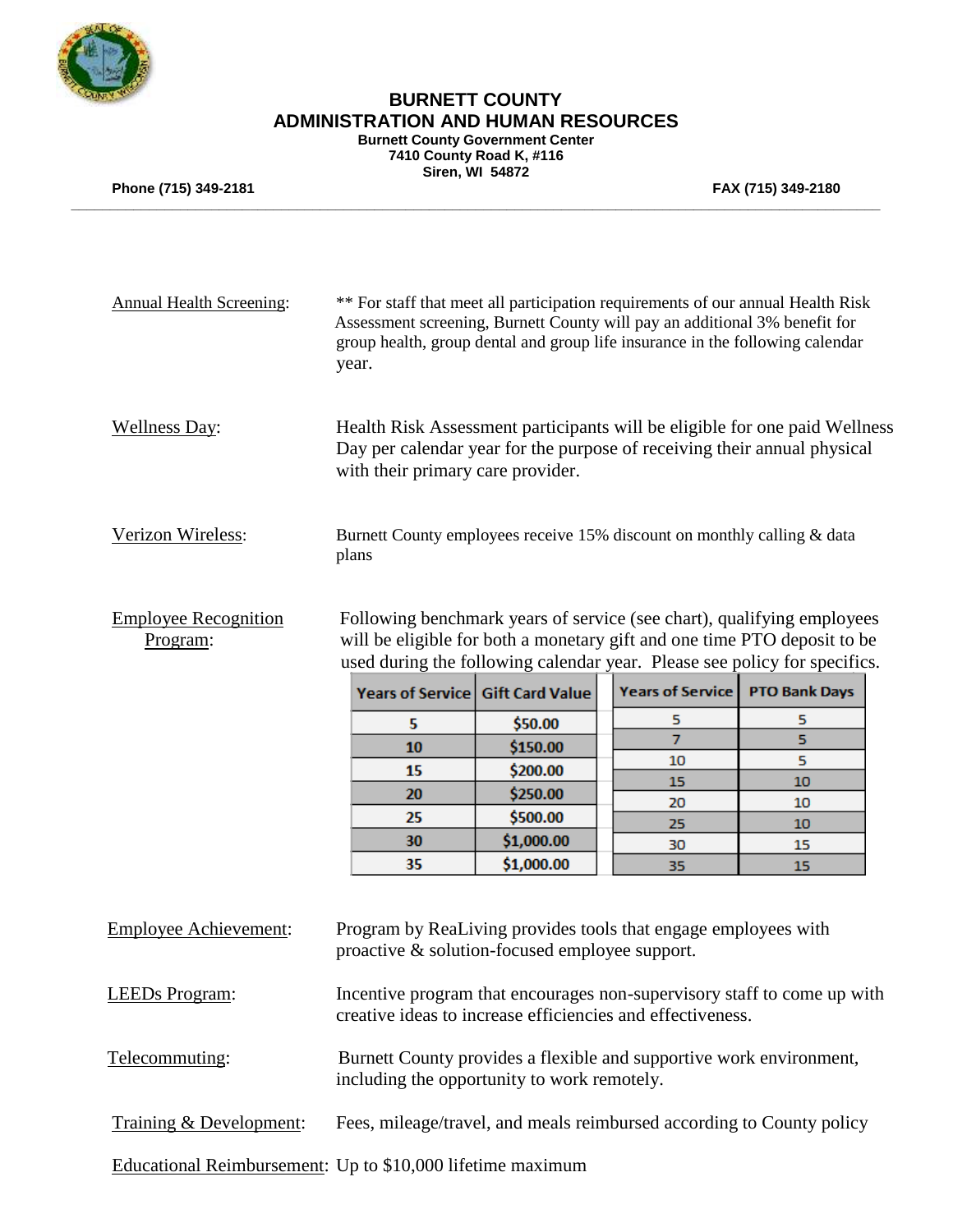# BURNETT COUNTY
## ADMINISTRATION AND HUMAN RESOURCES

**Burnett County Government Center**
**7410 County Road K, #116**
**Siren, WI 54872**

**Phone (715) 349-2181** **FAX (715) 349-2180**

---

Annual Health Screening: ** For staff that meet all participation requirements of our annual Health Risk Assessment screening, Burnett County will pay an additional 3% benefit for group health, group dental and group life insurance in the following calendar year.

Wellness Day: Health Risk Assessment participants will be eligible for one paid Wellness Day per calendar year for the purpose of receiving their annual physical with their primary care provider.

Verizon Wireless: Burnett County employees receive 15% discount on monthly calling & data plans

Employee Recognition Program: Following benchmark years of service (see chart), qualifying employees will be eligible for both a monetary gift and one time PTO deposit to be used during the following calendar year. Please see policy for specifics.

| Years of Service | Gift Card Value |
|---|---|
| 5 | $50.00 |
| 10 | $150.00 |
| 15 | $200.00 |
| 20 | $250.00 |
| 25 | $500.00 |
| 30 | $1,000.00 |
| 35 | $1,000.00 |

| Years of Service | PTO Bank Days |
|---|---|
| 5 | 5 |
| 7 | 5 |
| 10 | 5 |
| 15 | 10 |
| 20 | 10 |
| 25 | 10 |
| 30 | 15 |
| 35 | 15 |

Employee Achievement: Program by ReaLiving provides tools that engage employees with proactive & solution-focused employee support.

LEEDs Program: Incentive program that encourages non-supervisory staff to come up with creative ideas to increase efficiencies and effectiveness.

Telecommuting: Burnett County provides a flexible and supportive work environment, including the opportunity to work remotely.

Training & Development: Fees, mileage/travel, and meals reimbursed according to County policy

Educational Reimbursement: Up to $10,000 lifetime maximum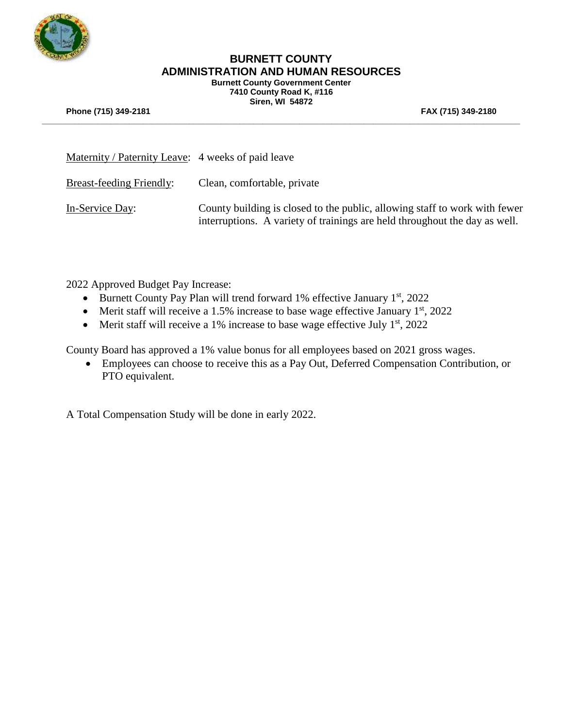**BURNETT COUNTY**
**ADMINISTRATION AND HUMAN RESOURCES**
**Burnett County Government Center**
**7410 County Road K, #116**
**Siren, WI 54872**

**Phone (715) 349-2181** **FAX (715) 349-2180**

| | |
|---|---|
| Maternity / Paternity Leave: | 4 weeks of paid leave |
| Breast-feeding Friendly: | Clean, comfortable, private |
| In-Service Day: | County building is closed to the public, allowing staff to work with fewer interruptions. A variety of trainings are held throughout the day as well. |

2022 Approved Budget Pay Increase:

- Burnett County Pay Plan will trend forward 1% effective January 1st, 2022
- Merit staff will receive a 1.5% increase to base wage effective January 1st, 2022
- Merit staff will receive a 1% increase to base wage effective July 1st, 2022

County Board has approved a 1% value bonus for all employees based on 2021 gross wages.

- Employees can choose to receive this as a Pay Out, Deferred Compensation Contribution, or PTO equivalent.

A Total Compensation Study will be done in early 2022.